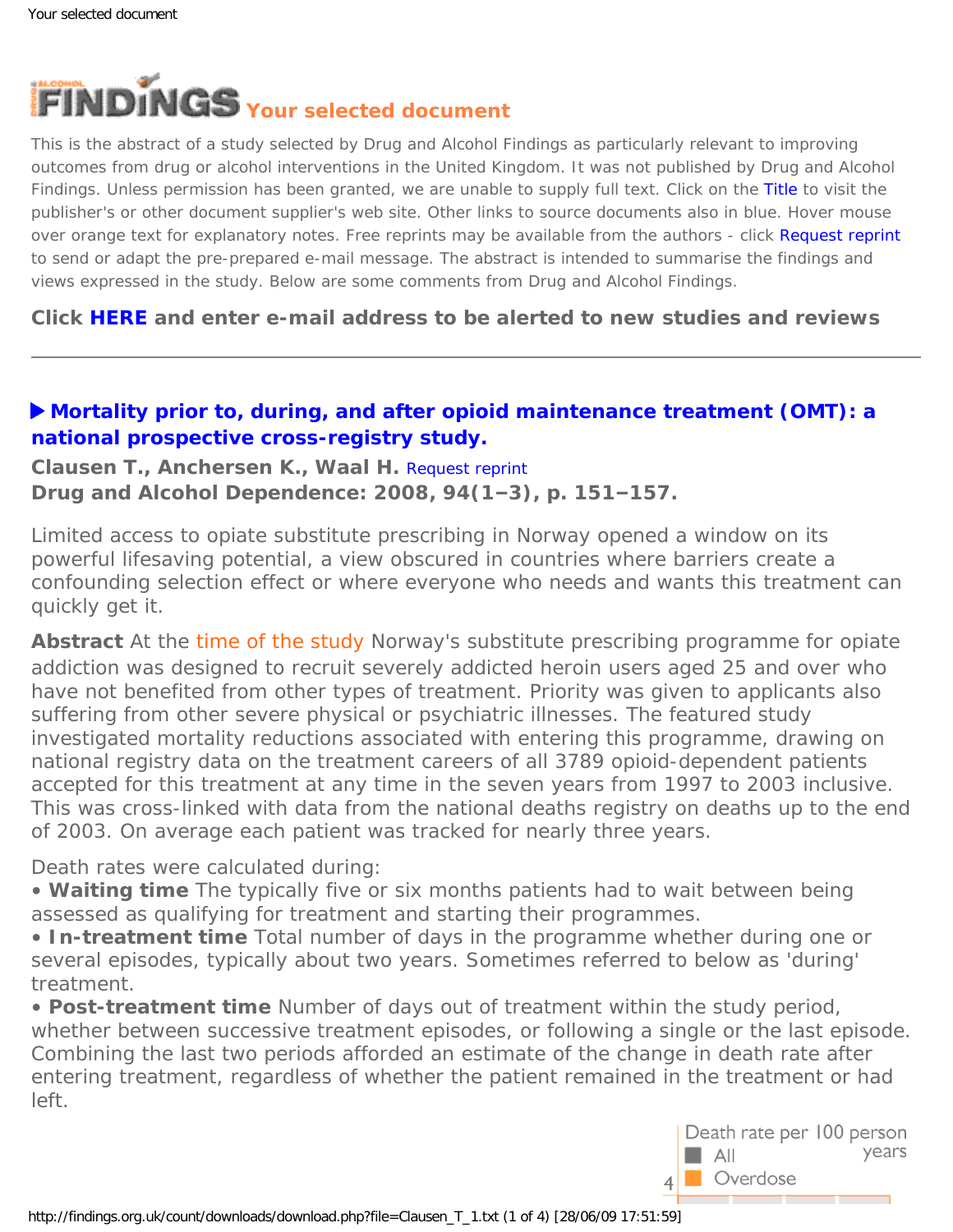# FINDINGS Your selected document

This is the abstract of a study selected by Drug and Alcohol Findings as particularly relevant to improving outcomes from drug or alcohol interventions in the United Kingdom. It was not published by Drug and Alcohol Findings. Unless permission has been granted, we are unable to supply full text. Click on the Title to visit the publisher's or other document supplier's web site. Other links to source documents also in blue. Hover mouse over orange text for explanatory notes. Free reprints may be available from the authors - click Request reprint to send or adapt the pre-prepared e-mail message. The abstract is intended to summarise the findings and views expressed in the study. Below are some comments from Drug and Alcohol Findings.

**Click HERE and enter e-mail address to be alerted to new studies and reviews**

---

## ▶ Mortality prior to, during, and after opioid maintenance treatment (OMT): a national prospective cross-registry study.

**Clausen T., Anchersen K., Waal H.** Request reprint
**Drug and Alcohol Dependence: 2008, 94(1–3), p. 151–157.**

Limited access to opiate substitute prescribing in Norway opened a window on its powerful lifesaving potential, a view obscured in countries where barriers create a confounding selection effect or where everyone who needs and wants this treatment can quickly get it.

**Abstract** At the time of the study Norway's substitute prescribing programme for opiate addiction was designed to recruit severely addicted heroin users aged 25 and over who have not benefited from other types of treatment. Priority was given to applicants also suffering from other severe physical or psychiatric illnesses. The featured study investigated mortality reductions associated with entering this programme, drawing on national registry data on the treatment careers of all 3789 opioid-dependent patients accepted for this treatment at any time in the seven years from 1997 to 2003 inclusive. This was cross-linked with data from the national deaths registry on deaths up to the end of 2003. On average each patient was tracked for nearly three years.

Death rates were calculated during:

- **Waiting time** The typically five or six months patients had to wait between being assessed as qualifying for treatment and starting their programmes.
- **In-treatment time** Total number of days in the programme whether during one or several episodes, typically about two years. Sometimes referred to below as 'during' treatment.
- **Post-treatment time** Number of days out of treatment within the study period, whether between successive treatment episodes, or following a single or the last episode. Combining the last two periods afforded an estimate of the change in death rate after entering treatment, regardless of whether the patient remained in the treatment or had left.

Death rate per 100 person years
All
Overdose
4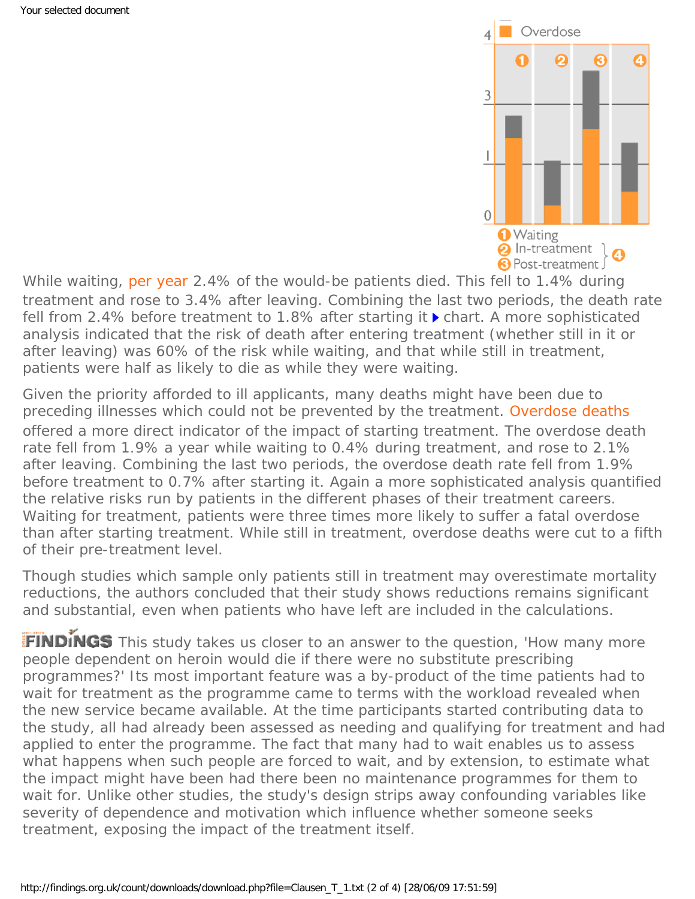While waiting, per year 2.4% of the would-be patients died. This fell to 1.4% during treatment and rose to 3.4% after leaving. Combining the last two periods, the death rate fell from 2.4% before treatment to 1.8% after starting it ▸ chart. A more sophisticated analysis indicated that the risk of death after entering treatment (whether still in it or after leaving) was 60% of the risk while waiting, and that while still in treatment, patients were half as likely to die as while they were waiting.

Given the priority afforded to ill applicants, many deaths might have been due to preceding illnesses which could not be prevented by the treatment. Overdose deaths offered a more direct indicator of the impact of starting treatment. The overdose death rate fell from 1.9% a year while waiting to 0.4% during treatment, and rose to 2.1% after leaving. Combining the last two periods, the overdose death rate fell from 1.9% before treatment to 0.7% after starting it. Again a more sophisticated analysis quantified the relative risks run by patients in the different phases of their treatment careers. Waiting for treatment, patients were three times more likely to suffer a fatal overdose than after starting treatment. While still in treatment, overdose deaths were cut to a fifth of their pre-treatment level.

Though studies which sample only patients still in treatment may overestimate mortality reductions, the authors concluded that their study shows reductions remains significant and substantial, even when patients who have left are included in the calculations.

**FINDINGS** This study takes us closer to an answer to the question, 'How many more people dependent on heroin would die if there were no substitute prescribing programmes?' Its most important feature was a by-product of the time patients had to wait for treatment as the programme came to terms with the workload revealed when the new service became available. At the time participants started contributing data to the study, all had already been assessed as needing and qualifying for treatment and had applied to enter the programme. The fact that many had to wait enables us to assess what happens when such people are forced to wait, and by extension, to estimate what the impact might have been had there been no maintenance programmes for them to wait for. Unlike other studies, the study's design strips away confounding variables like severity of dependence and motivation which influence whether someone seeks treatment, exposing the impact of the treatment itself.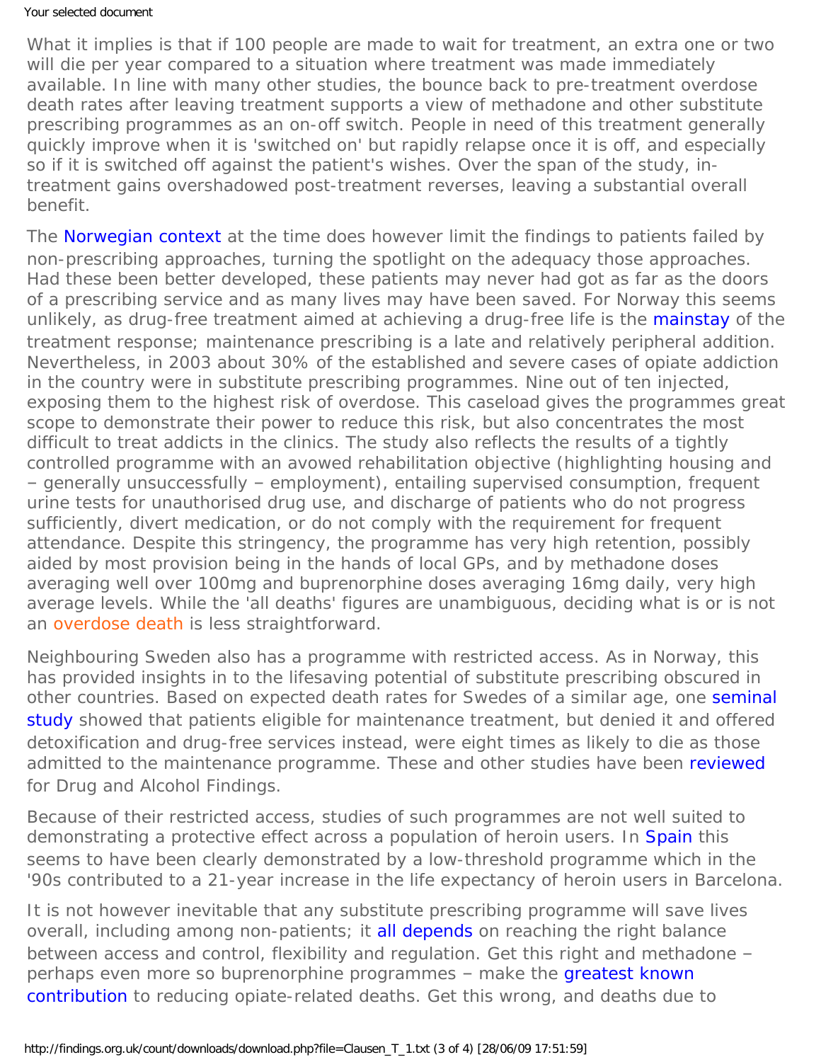What it implies is that if 100 people are made to wait for treatment, an extra one or two will die per year compared to a situation where treatment was made immediately available. In line with many other studies, the bounce back to pre-treatment overdose death rates after leaving treatment supports a view of methadone and other substitute prescribing programmes as an on-off switch. People in need of this treatment generally quickly improve when it is 'switched on' but rapidly relapse once it is off, and especially so if it is switched off against the patient's wishes. Over the span of the study, in-treatment gains overshadowed post-treatment reverses, leaving a substantial overall benefit.

The Norwegian context at the time does however limit the findings to patients failed by non-prescribing approaches, turning the spotlight on the adequacy those approaches. Had these been better developed, these patients may never had got as far as the doors of a prescribing service and as many lives may have been saved. For Norway this seems unlikely, as drug-free treatment aimed at achieving a drug-free life is the mainstay of the treatment response; maintenance prescribing is a late and relatively peripheral addition. Nevertheless, in 2003 about 30% of the established and severe cases of opiate addiction in the country were in substitute prescribing programmes. Nine out of ten injected, exposing them to the highest risk of overdose. This caseload gives the programmes great scope to demonstrate their power to reduce this risk, but also concentrates the most difficult to treat addicts in the clinics. The study also reflects the results of a tightly controlled programme with an avowed rehabilitation objective (highlighting housing and – generally unsuccessfully – employment), entailing supervised consumption, frequent urine tests for unauthorised drug use, and discharge of patients who do not progress sufficiently, divert medication, or do not comply with the requirement for frequent attendance. Despite this stringency, the programme has very high retention, possibly aided by most provision being in the hands of local GPs, and by methadone doses averaging well over 100mg and buprenorphine doses averaging 16mg daily, very high average levels. While the 'all deaths' figures are unambiguous, deciding what is or is not an overdose death is less straightforward.

Neighbouring Sweden also has a programme with restricted access. As in Norway, this has provided insights in to the lifesaving potential of substitute prescribing obscured in other countries. Based on expected death rates for Swedes of a similar age, one seminal study showed that patients eligible for maintenance treatment, but denied it and offered detoxification and drug-free services instead, were eight times as likely to die as those admitted to the maintenance programme. These and other studies have been reviewed for Drug and Alcohol Findings.

Because of their restricted access, studies of such programmes are not well suited to demonstrating a protective effect across a population of heroin users. In Spain this seems to have been clearly demonstrated by a low-threshold programme which in the '90s contributed to a 21-year increase in the life expectancy of heroin users in Barcelona.

It is not however inevitable that any substitute prescribing programme will save lives overall, including among non-patients; it all depends on reaching the right balance between access and control, flexibility and regulation. Get this right and methadone – perhaps even more so buprenorphine programmes – make the greatest known contribution to reducing opiate-related deaths. Get this wrong, and deaths due to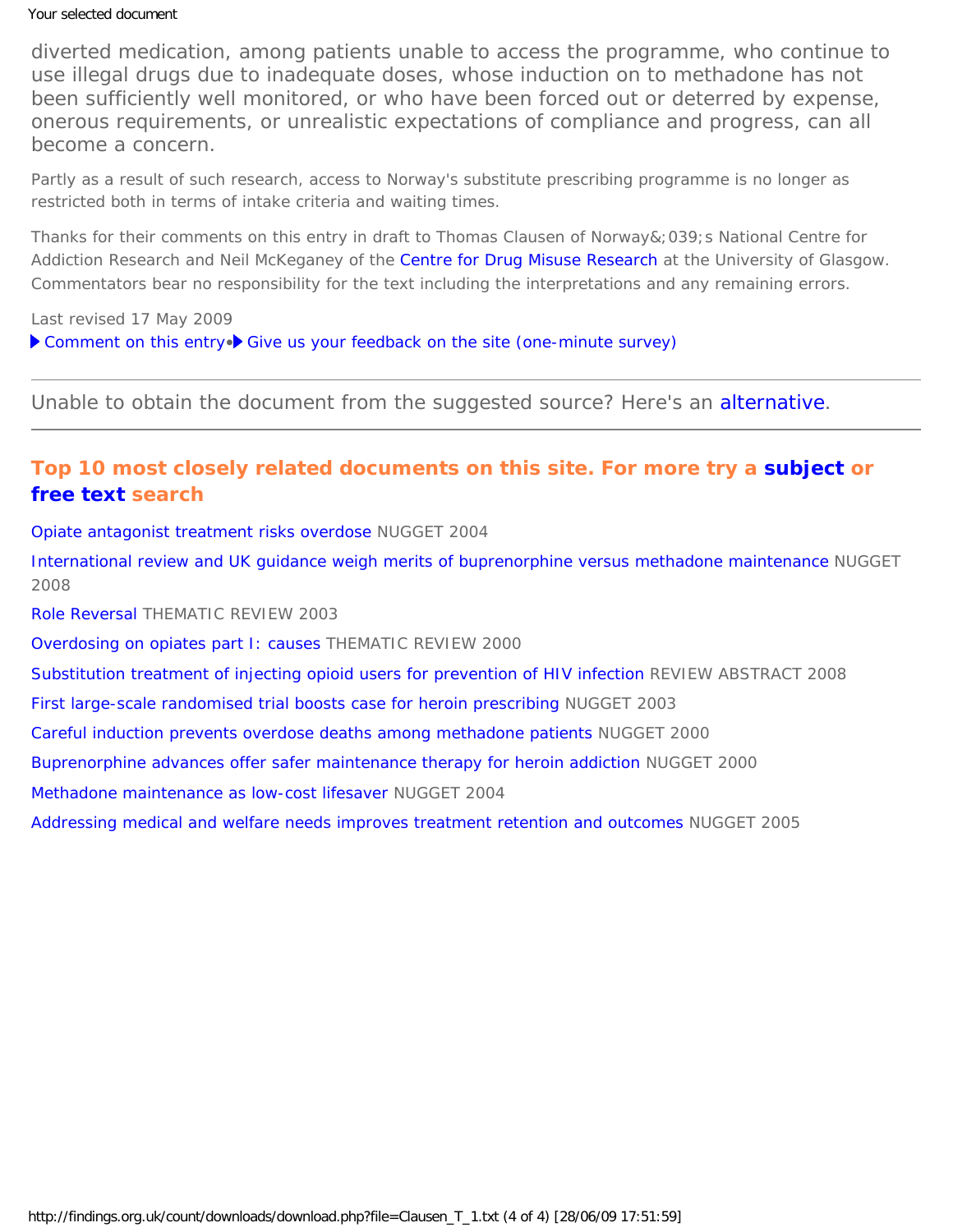diverted medication, among patients unable to access the programme, who continue to use illegal drugs due to inadequate doses, whose induction on to methadone has not been sufficiently well monitored, or who have been forced out or deterred by expense, onerous requirements, or unrealistic expectations of compliance and progress, can all become a concern.

Partly as a result of such research, access to Norway's substitute prescribing programme is no longer as restricted both in terms of intake criteria and waiting times.

Thanks for their comments on this entry in draft to Thomas Clausen of Norway&;039;s National Centre for Addiction Research and Neil McKeganey of the Centre for Drug Misuse Research at the University of Glasgow. Commentators bear no responsibility for the text including the interpretations and any remaining errors.

Last revised 17 May 2009

▶ Comment on this entry • ▶ Give us your feedback on the site (one-minute survey)

---

Unable to obtain the document from the suggested source? Here's an alternative.

---

### Top 10 most closely related documents on this site. For more try a subject or free text search

Opiate antagonist treatment risks overdose NUGGET 2004

International review and UK guidance weigh merits of buprenorphine versus methadone maintenance NUGGET 2008

Role Reversal THEMATIC REVIEW 2003

Overdosing on opiates part I: causes THEMATIC REVIEW 2000

Substitution treatment of injecting opioid users for prevention of HIV infection REVIEW ABSTRACT 2008

First large-scale randomised trial boosts case for heroin prescribing NUGGET 2003

Careful induction prevents overdose deaths among methadone patients NUGGET 2000

Buprenorphine advances offer safer maintenance therapy for heroin addiction NUGGET 2000

Methadone maintenance as low-cost lifesaver NUGGET 2004

Addressing medical and welfare needs improves treatment retention and outcomes NUGGET 2005